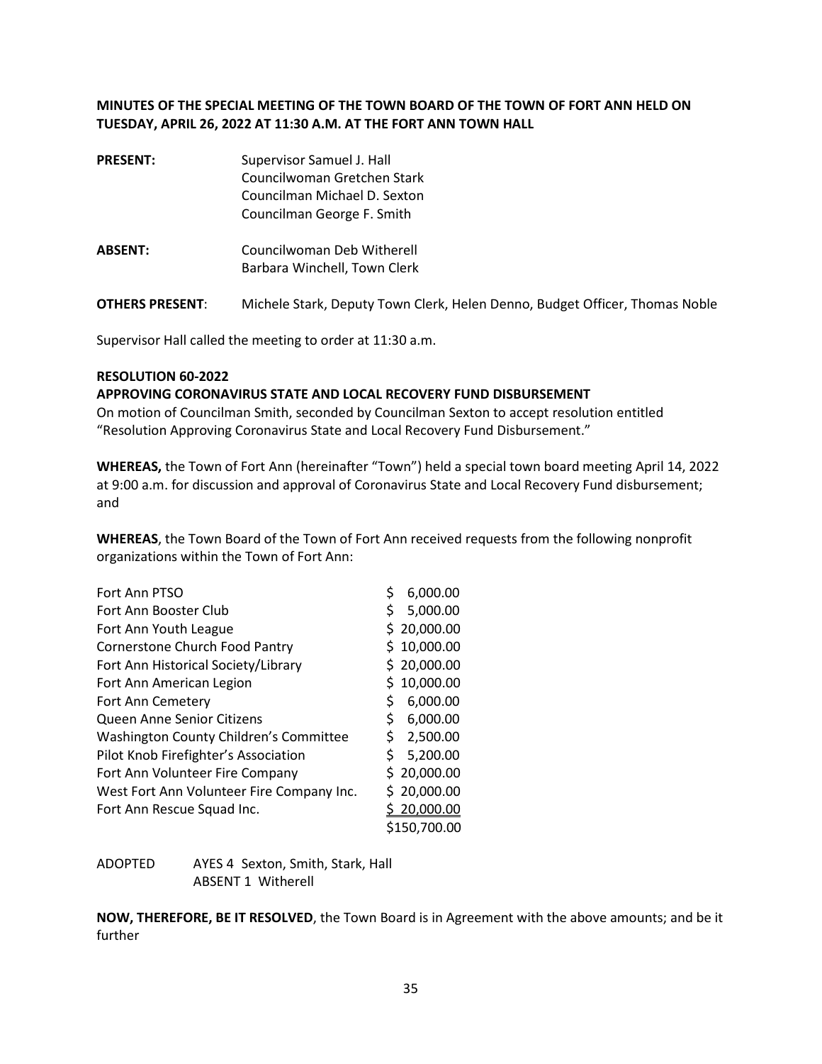**MINUTES OF THE SPECIAL MEETING OF THE TOWN BOARD OF THE TOWN OF FORT ANN HELD ON TUESDAY, APRIL 26, 2022 AT 11:30 A.M. AT THE FORT ANN TOWN HALL**

**PRESENT:** Supervisor Samuel J. Hall
Councilwoman Gretchen Stark
Councilman Michael D. Sexton
Councilman George F. Smith

**ABSENT:** Councilwoman Deb Witherell
Barbara Winchell, Town Clerk

**OTHERS PRESENT**: Michele Stark, Deputy Town Clerk, Helen Denno, Budget Officer, Thomas Noble

Supervisor Hall called the meeting to order at 11:30 a.m.

**RESOLUTION 60-2022**
**APPROVING CORONAVIRUS STATE AND LOCAL RECOVERY FUND DISBURSEMENT**
On motion of Councilman Smith, seconded by Councilman Sexton to accept resolution entitled "Resolution Approving Coronavirus State and Local Recovery Fund Disbursement."

**WHEREAS,** the Town of Fort Ann (hereinafter "Town") held a special town board meeting April 14, 2022 at 9:00 a.m. for discussion and approval of Coronavirus State and Local Recovery Fund disbursement; and

**WHEREAS**, the Town Board of the Town of Fort Ann received requests from the following nonprofit organizations within the Town of Fort Ann:

| Organization | Amount |
|---|---|
| Fort Ann PTSO | $ 6,000.00 |
| Fort Ann Booster Club | $ 5,000.00 |
| Fort Ann Youth League | $ 20,000.00 |
| Cornerstone Church Food Pantry | $ 10,000.00 |
| Fort Ann Historical Society/Library | $ 20,000.00 |
| Fort Ann American Legion | $ 10,000.00 |
| Fort Ann Cemetery | $ 6,000.00 |
| Queen Anne Senior Citizens | $ 6,000.00 |
| Washington County Children's Committee | $ 2,500.00 |
| Pilot Knob Firefighter's Association | $ 5,200.00 |
| Fort Ann Volunteer Fire Company | $ 20,000.00 |
| West Fort Ann Volunteer Fire Company Inc. | $ 20,000.00 |
| Fort Ann Rescue Squad Inc. | $ 20,000.00 |
| | $150,700.00 |

ADOPTED AYES 4 Sexton, Smith, Stark, Hall
ABSENT 1 Witherell

**NOW, THEREFORE, BE IT RESOLVED**, the Town Board is in Agreement with the above amounts; and be it further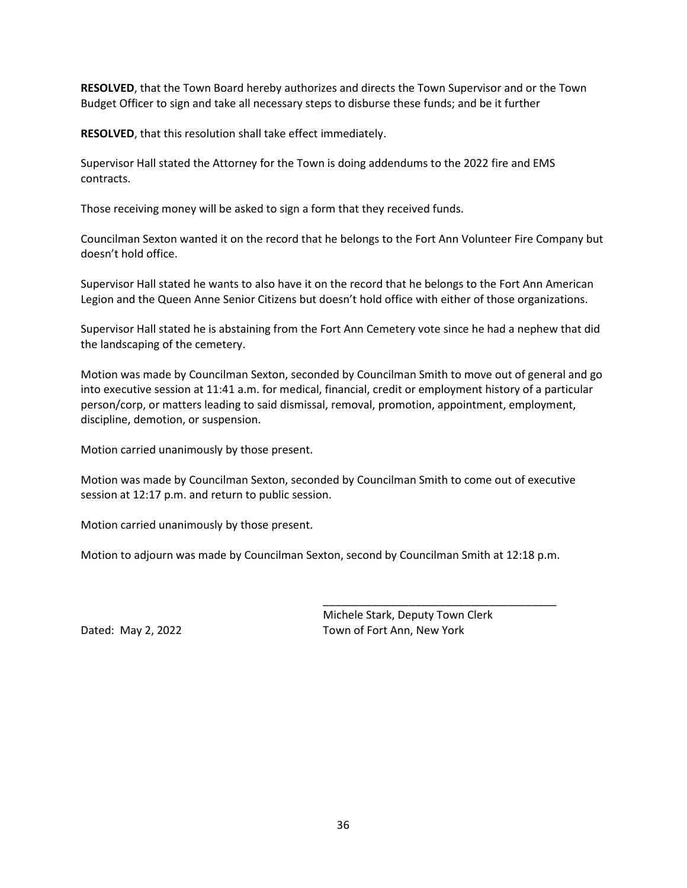**RESOLVED**, that the Town Board hereby authorizes and directs the Town Supervisor and or the Town Budget Officer to sign and take all necessary steps to disburse these funds; and be it further

**RESOLVED**, that this resolution shall take effect immediately.

Supervisor Hall stated the Attorney for the Town is doing addendums to the 2022 fire and EMS contracts.

Those receiving money will be asked to sign a form that they received funds.

Councilman Sexton wanted it on the record that he belongs to the Fort Ann Volunteer Fire Company but doesn't hold office.

Supervisor Hall stated he wants to also have it on the record that he belongs to the Fort Ann American Legion and the Queen Anne Senior Citizens but doesn't hold office with either of those organizations.

Supervisor Hall stated he is abstaining from the Fort Ann Cemetery vote since he had a nephew that did the landscaping of the cemetery.

Motion was made by Councilman Sexton, seconded by Councilman Smith to move out of general and go into executive session at 11:41 a.m. for medical, financial, credit or employment history of a particular person/corp, or matters leading to said dismissal, removal, promotion, appointment, employment, discipline, demotion, or suspension.

Motion carried unanimously by those present.

Motion was made by Councilman Sexton, seconded by Councilman Smith to come out of executive session at 12:17 p.m. and return to public session.

Motion carried unanimously by those present.

Motion to adjourn was made by Councilman Sexton, second by Councilman Smith at 12:18 p.m.

\_\_\_\_\_\_\_\_\_\_\_\_\_\_\_\_\_\_\_\_\_\_\_\_\_\_\_\_\_\_\_\_\_\_\_\_\_\_

Michele Stark, Deputy Town Clerk
Town of Fort Ann, New York

Dated: May 2, 2022